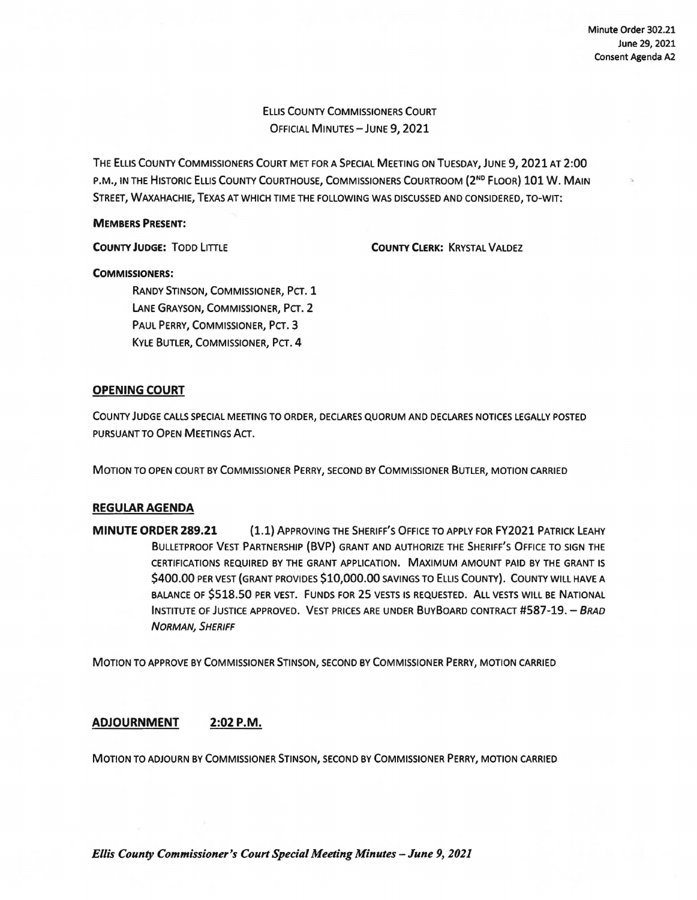Minute Order 302.21
June 29, 2021
Consent Agenda A2

# ELLIS COUNTY COMMISSIONERS COURT
## OFFICIAL MINUTES – JUNE 9, 2021

THE ELLIS COUNTY COMMISSIONERS COURT MET FOR A SPECIAL MEETING ON TUESDAY, JUNE 9, 2021 AT 2:00 P.M., IN THE HISTORIC ELLIS COUNTY COURTHOUSE, COMMISSIONERS COURTROOM (2ND FLOOR) 101 W. MAIN STREET, WAXAHACHIE, TEXAS AT WHICH TIME THE FOLLOWING WAS DISCUSSED AND CONSIDERED, TO-WIT:

**MEMBERS PRESENT:**

**COUNTY JUDGE:** TODD LITTLE

**COUNTY CLERK:** KRYSTAL VALDEZ

**COMMISSIONERS:**

RANDY STINSON, COMMISSIONER, PCT. 1
LANE GRAYSON, COMMISSIONER, PCT. 2
PAUL PERRY, COMMISSIONER, PCT. 3
KYLE BUTLER, COMMISSIONER, PCT. 4

## OPENING COURT

COUNTY JUDGE CALLS SPECIAL MEETING TO ORDER, DECLARES QUORUM AND DECLARES NOTICES LEGALLY POSTED PURSUANT TO OPEN MEETINGS ACT.

MOTION TO OPEN COURT BY COMMISSIONER PERRY, SECOND BY COMMISSIONER BUTLER, MOTION CARRIED

## REGULAR AGENDA

**MINUTE ORDER 289.21** (1.1) APPROVING THE SHERIFF'S OFFICE TO APPLY FOR FY2021 PATRICK LEAHY BULLETPROOF VEST PARTNERSHIP (BVP) GRANT AND AUTHORIZE THE SHERIFF'S OFFICE TO SIGN THE CERTIFICATIONS REQUIRED BY THE GRANT APPLICATION. MAXIMUM AMOUNT PAID BY THE GRANT IS $400.00 PER VEST (GRANT PROVIDES $10,000.00 SAVINGS TO ELLIS COUNTY). COUNTY WILL HAVE A BALANCE OF $518.50 PER VEST. FUNDS FOR 25 VESTS IS REQUESTED. ALL VESTS WILL BE NATIONAL INSTITUTE OF JUSTICE APPROVED. VEST PRICES ARE UNDER BUYBOARD CONTRACT #587-19. – *BRAD NORMAN, SHERIFF*

MOTION TO APPROVE BY COMMISSIONER STINSON, SECOND BY COMMISSIONER PERRY, MOTION CARRIED

## ADJOURNMENT 2:02 P.M.

MOTION TO ADJOURN BY COMMISSIONER STINSON, SECOND BY COMMISSIONER PERRY, MOTION CARRIED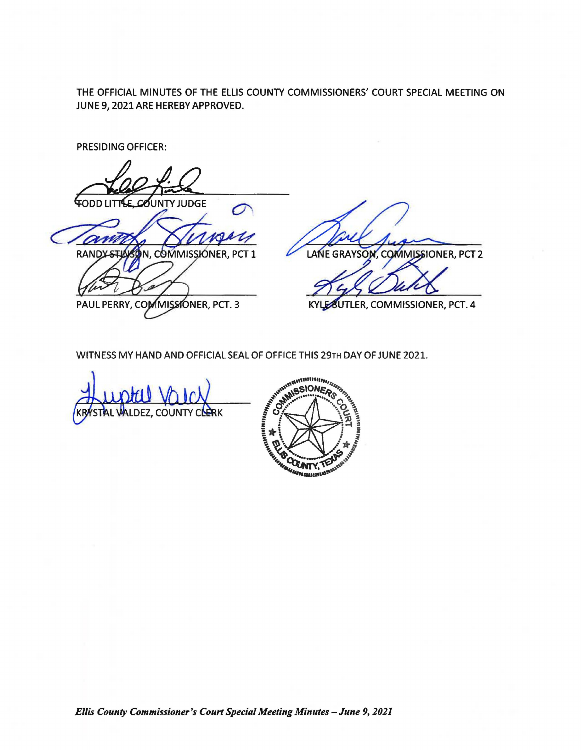THE OFFICIAL MINUTES OF THE ELLIS COUNTY COMMISSIONERS' COURT SPECIAL MEETING ON JUNE 9, 2021 ARE HEREBY APPROVED.

PRESIDING OFFICER:

TODD LITTLE, COUNTY JUDGE

RANDY STINSON, COMMISSIONER, PCT 1

LANE GRAYSON, COMMISSIONER, PCT 2

PAUL PERRY, COMMISSIONER, PCT. 3

KYLE BUTLER, COMMISSIONER, PCT. 4

WITNESS MY HAND AND OFFICIAL SEAL OF OFFICE THIS 29TH DAY OF JUNE 2021.

KRYSTAL VALDEZ, COUNTY CLERK

COMMISSIONERS COURT ELLIS COUNTY, TEXAS

*Ellis County Commissioner's Court Special Meeting Minutes – June 9, 2021*